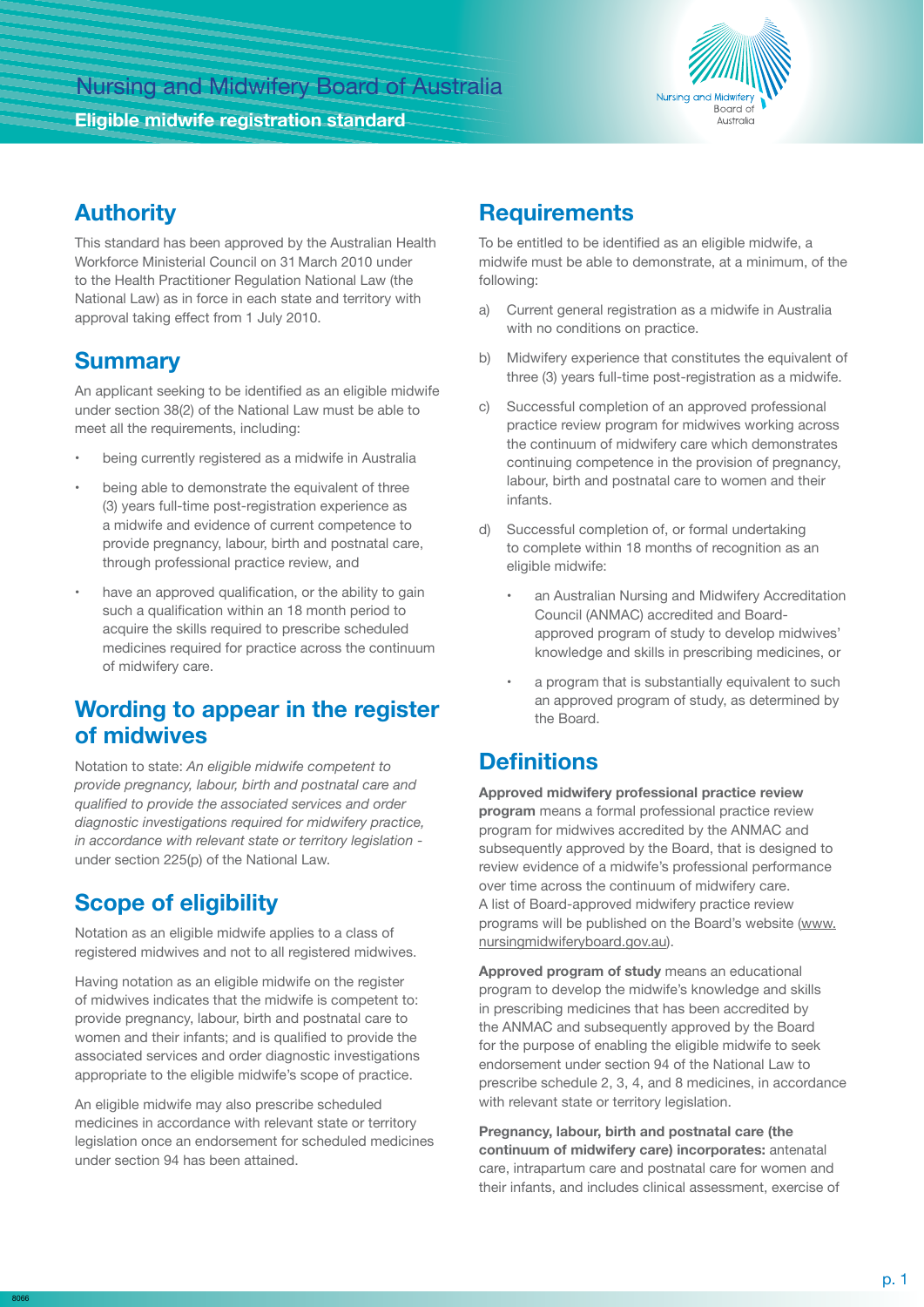# Nursing and Midwifery Board of Australia

## Eligible midwife registration standard

## Authority

This standard has been approved by the Australian Health Workforce Ministerial Council on 31 March 2010 under to the Health Practitioner Regulation National Law (the National Law) as in force in each state and territory with approval taking effect from 1 July 2010.

## Summary

An applicant seeking to be identified as an eligible midwife under section 38(2) of the National Law must be able to meet all the requirements, including:

- being currently registered as a midwife in Australia
- being able to demonstrate the equivalent of three (3) years full-time post-registration experience as a midwife and evidence of current competence to provide pregnancy, labour, birth and postnatal care, through professional practice review, and
- have an approved qualification, or the ability to gain such a qualification within an 18 month period to acquire the skills required to prescribe scheduled medicines required for practice across the continuum of midwifery care.

## Wording to appear in the register of midwives

Notation to state: *An eligible midwife competent to provide pregnancy, labour, birth and postnatal care and qualified to provide the associated services and order diagnostic investigations required for midwifery practice, in accordance with relevant state or territory legislation* - under section 225(p) of the National Law.

## Scope of eligibility

Notation as an eligible midwife applies to a class of registered midwives and not to all registered midwives.

Having notation as an eligible midwife on the register of midwives indicates that the midwife is competent to: provide pregnancy, labour, birth and postnatal care to women and their infants; and is qualified to provide the associated services and order diagnostic investigations appropriate to the eligible midwife's scope of practice.

An eligible midwife may also prescribe scheduled medicines in accordance with relevant state or territory legislation once an endorsement for scheduled medicines under section 94 has been attained.

## Requirements

To be entitled to be identified as an eligible midwife, a midwife must be able to demonstrate, at a minimum, of the following:

a) Current general registration as a midwife in Australia with no conditions on practice.

b) Midwifery experience that constitutes the equivalent of three (3) years full-time post-registration as a midwife.

c) Successful completion of an approved professional practice review program for midwives working across the continuum of midwifery care which demonstrates continuing competence in the provision of pregnancy, labour, birth and postnatal care to women and their infants.

d) Successful completion of, or formal undertaking to complete within 18 months of recognition as an eligible midwife:

   - an Australian Nursing and Midwifery Accreditation Council (ANMAC) accredited and Board-approved program of study to develop midwives' knowledge and skills in prescribing medicines, or
   - a program that is substantially equivalent to such an approved program of study, as determined by the Board.

## Definitions

**Approved midwifery professional practice review program** means a formal professional practice review program for midwives accredited by the ANMAC and subsequently approved by the Board, that is designed to review evidence of a midwife's professional performance over time across the continuum of midwifery care. A list of Board-approved midwifery practice review programs will be published on the Board's website (www.nursingmidwiferyboard.gov.au).

**Approved program of study** means an educational program to develop the midwife's knowledge and skills in prescribing medicines that has been accredited by the ANMAC and subsequently approved by the Board for the purpose of enabling the eligible midwife to seek endorsement under section 94 of the National Law to prescribe schedule 2, 3, 4, and 8 medicines, in accordance with relevant state or territory legislation.

**Pregnancy, labour, birth and postnatal care (the continuum of midwifery care) incorporates:** antenatal care, intrapartum care and postnatal care for women and their infants, and includes clinical assessment, exercise of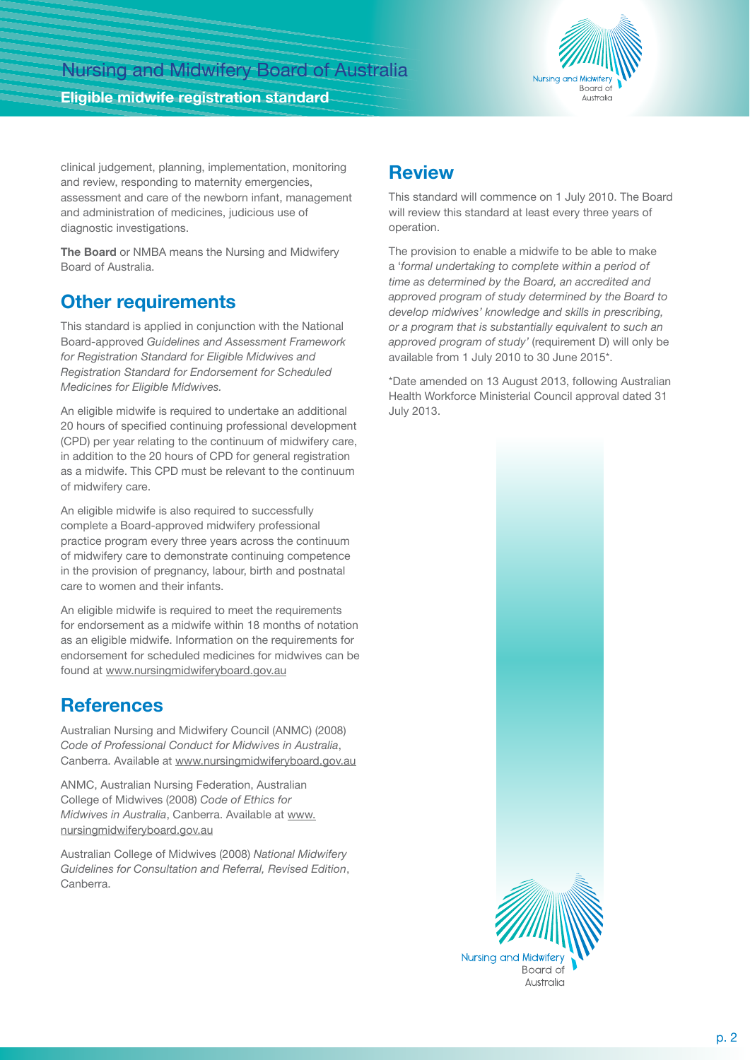clinical judgement, planning, implementation, monitoring and review, responding to maternity emergencies, assessment and care of the newborn infant, management and administration of medicines, judicious use of diagnostic investigations.

**The Board** or NMBA means the Nursing and Midwifery Board of Australia.

## Other requirements

This standard is applied in conjunction with the National Board-approved *Guidelines and Assessment Framework for Registration Standard for Eligible Midwives and Registration Standard for Endorsement for Scheduled Medicines for Eligible Midwives.*

An eligible midwife is required to undertake an additional 20 hours of specified continuing professional development (CPD) per year relating to the continuum of midwifery care, in addition to the 20 hours of CPD for general registration as a midwife. This CPD must be relevant to the continuum of midwifery care.

An eligible midwife is also required to successfully complete a Board-approved midwifery professional practice program every three years across the continuum of midwifery care to demonstrate continuing competence in the provision of pregnancy, labour, birth and postnatal care to women and their infants.

An eligible midwife is required to meet the requirements for endorsement as a midwife within 18 months of notation as an eligible midwife. Information on the requirements for endorsement for scheduled medicines for midwives can be found at www.nursingmidwiferyboard.gov.au

## References

Australian Nursing and Midwifery Council (ANMC) (2008) *Code of Professional Conduct for Midwives in Australia*, Canberra. Available at www.nursingmidwiferyboard.gov.au

ANMC, Australian Nursing Federation, Australian College of Midwives (2008) *Code of Ethics for Midwives in Australia*, Canberra. Available at www.nursingmidwiferyboard.gov.au

Australian College of Midwives (2008) *National Midwifery Guidelines for Consultation and Referral, Revised Edition*, Canberra.

## Review

This standard will commence on 1 July 2010. The Board will review this standard at least every three years of operation.

The provision to enable a midwife to be able to make a '*formal undertaking to complete within a period of time as determined by the Board, an accredited and approved program of study determined by the Board to develop midwives' knowledge and skills in prescribing, or a program that is substantially equivalent to such an approved program of study'* (requirement D) will only be available from 1 July 2010 to 30 June 2015*.

*Date amended on 13 August 2013, following Australian Health Workforce Ministerial Council approval dated 31 July 2013.